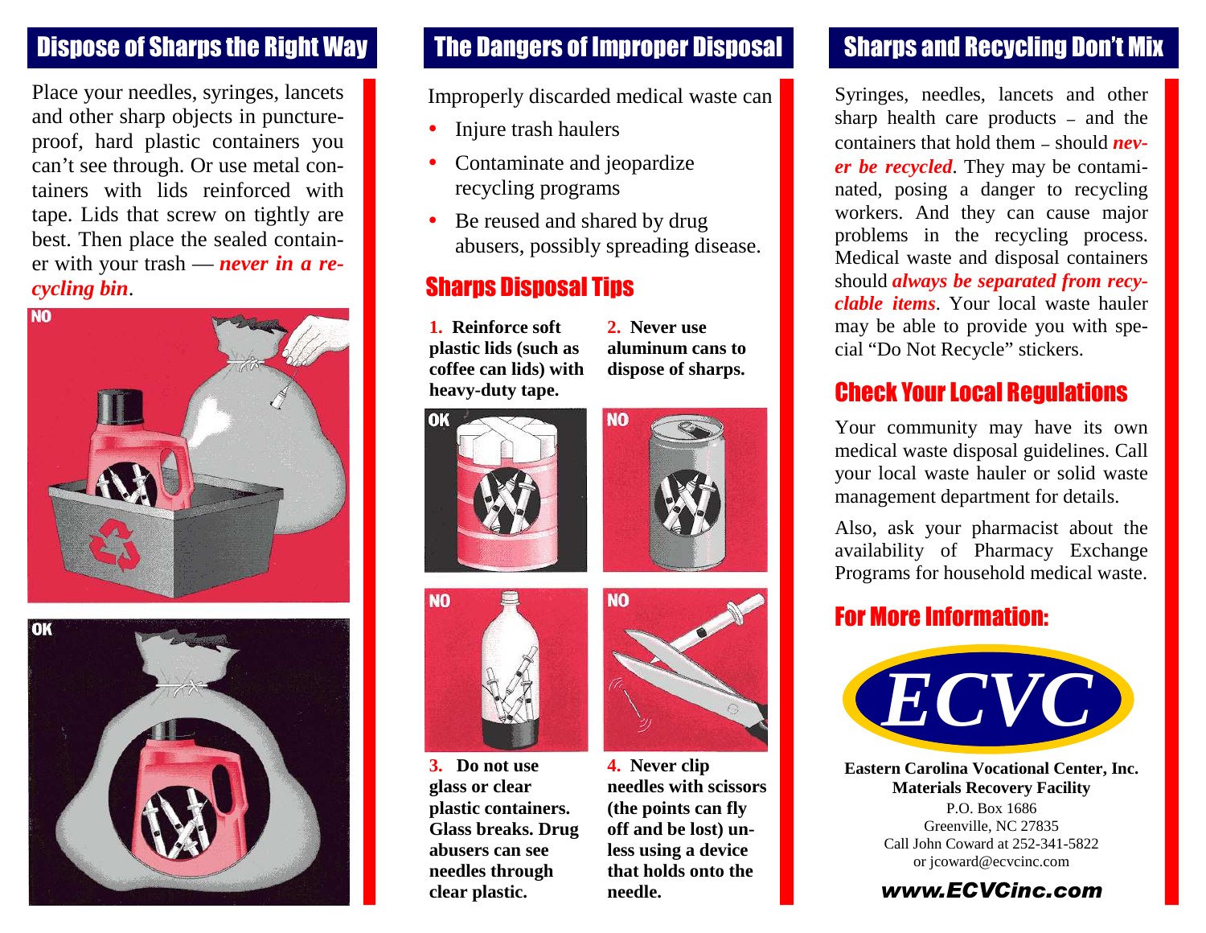## Dispose of Sharps the Right Way

Place your needles, syringes, lancets and other sharp objects in puncture-proof, hard plastic containers you can't see through. Or use metal containers with lids reinforced with tape. Lids that screw on tightly are best. Then place the sealed container with your trash — ***never in a recycling bin***.

NO

OK

## The Dangers of Improper Disposal

Improperly discarded medical waste can

- Injure trash haulers
- Contaminate and jeopardize recycling programs
- Be reused and shared by drug abusers, possibly spreading disease.

## Sharps Disposal Tips

**1. Reinforce soft plastic lids (such as coffee can lids) with heavy-duty tape.**

**2. Never use aluminum cans to dispose of sharps.**

OK

NO

NO

NO

**3. Do not use glass or clear plastic containers. Glass breaks. Drug abusers can see needles through clear plastic.**

**4. Never clip needles with scissors (the points can fly off and be lost) unless using a device that holds onto the needle.**

## Sharps and Recycling Don't Mix

Syringes, needles, lancets and other sharp health care products – and the containers that hold them – should ***never be recycled***. They may be contaminated, posing a danger to recycling workers. And they can cause major problems in the recycling process. Medical waste and disposal containers should ***always be separated from recyclable items***. Your local waste hauler may be able to provide you with special "Do Not Recycle" stickers.

## Check Your Local Regulations

Your community may have its own medical waste disposal guidelines. Call your local waste hauler or solid waste management department for details.

Also, ask your pharmacist about the availability of Pharmacy Exchange Programs for household medical waste.

## For More Information:

ECVC

**Eastern Carolina Vocational Center, Inc.**
**Materials Recovery Facility**
P.O. Box 1686
Greenville, NC 27835
Call John Coward at 252-341-5822
or jcoward@ecvcinc.com

***www.ECVCinc.com***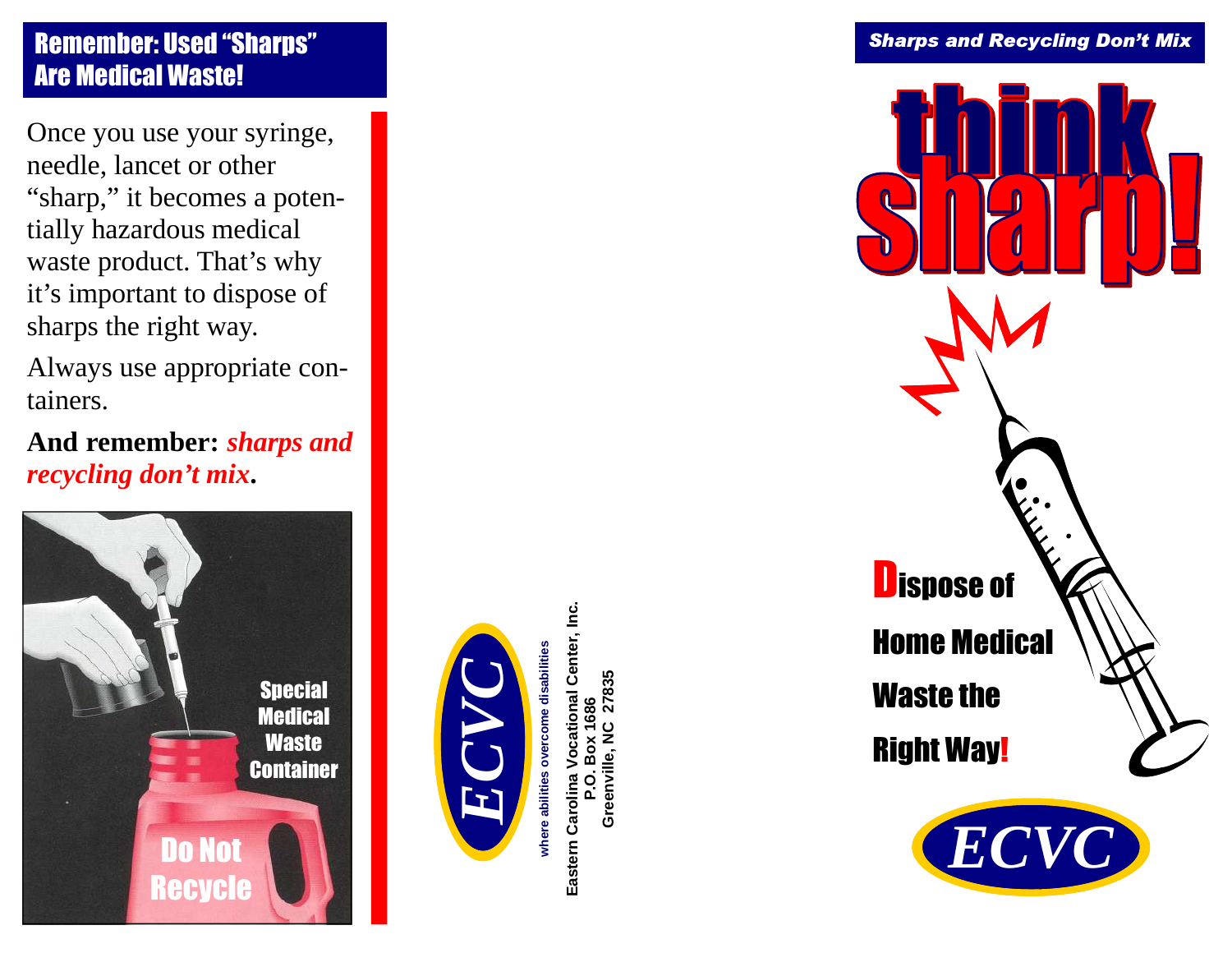## Remember: Used "Sharps" Are Medical Waste!

Once you use your syringe, needle, lancet or other "sharp," it becomes a potentially hazardous medical waste product. That's why it's important to dispose of sharps the right way.

Always use appropriate containers.

**And remember:** ***sharps and recycling don't mix*.**

Special Medical Waste Container

Do Not Recycle

ECVC

where abilities overcome disabilities

**Eastern Carolina Vocational Center, Inc.**
**P.O. Box 1686**
**Greenville, NC 27835**

***Sharps and Recycling Don't Mix***

# think sharp!

**Dispose of Home Medical Waste the Right Way!**

ECVC